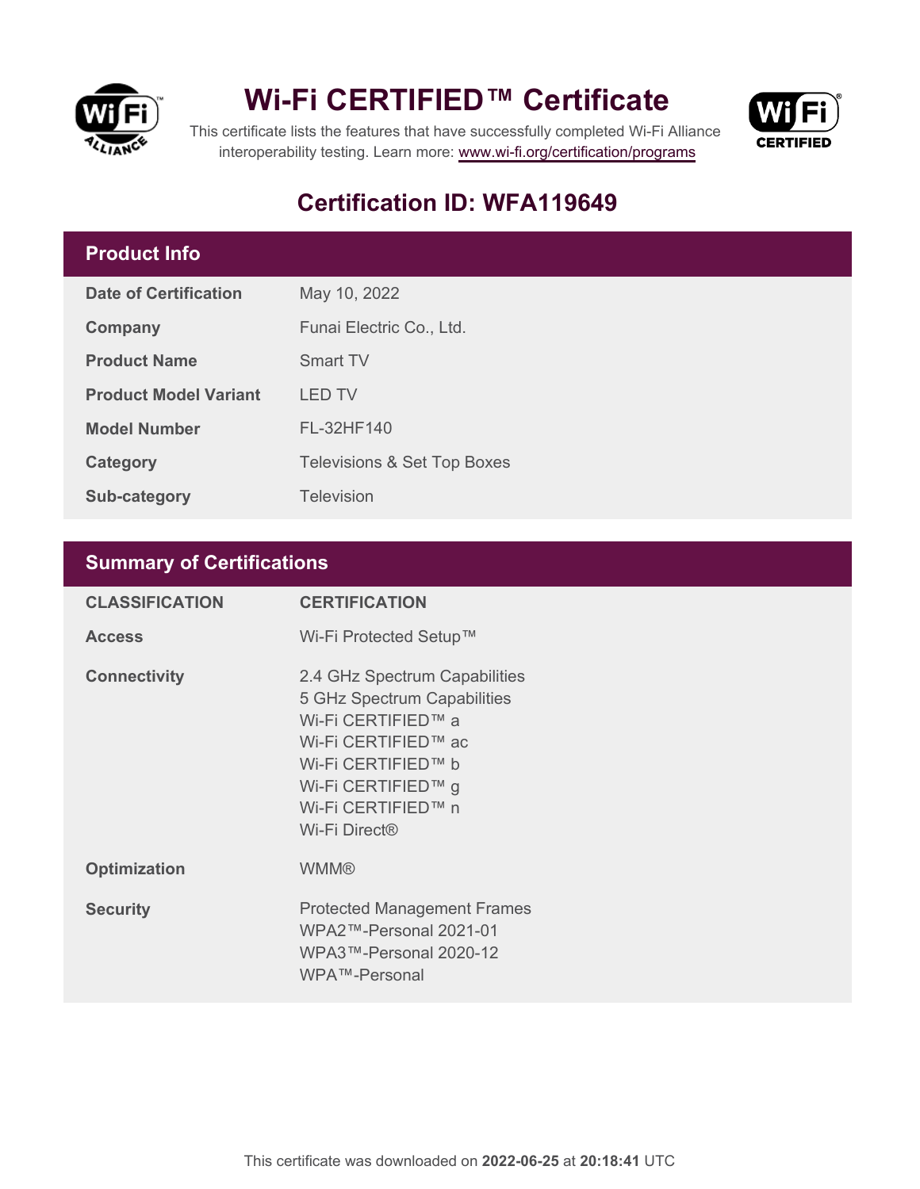# Wi-Fi CERTIFIED™ Certificate

This certificate lists the features that have successfully completed Wi-Fi Alliance interoperability testing. Learn more: www.wi-fi.org/certification/programs

## Certification ID: WFA119649

## Product Info

| | |
|---|---|
| **Date of Certification** | May 10, 2022 |
| **Company** | Funai Electric Co., Ltd. |
| **Product Name** | Smart TV |
| **Product Model Variant** | LED TV |
| **Model Number** | FL-32HF140 |
| **Category** | Televisions & Set Top Boxes |
| **Sub-category** | Television |

## Summary of Certifications

| CLASSIFICATION | CERTIFICATION |
|---|---|
| **Access** | Wi-Fi Protected Setup™ |
| **Connectivity** | 2.4 GHz Spectrum Capabilities<br>5 GHz Spectrum Capabilities<br>Wi-Fi CERTIFIED™ a<br>Wi-Fi CERTIFIED™ ac<br>Wi-Fi CERTIFIED™ b<br>Wi-Fi CERTIFIED™ g<br>Wi-Fi CERTIFIED™ n<br>Wi-Fi Direct® |
| **Optimization** | WMM® |
| **Security** | Protected Management Frames<br>WPA2™-Personal 2021-01<br>WPA3™-Personal 2020-12<br>WPA™-Personal |

This certificate was downloaded on **2022-06-25** at **20:18:41** UTC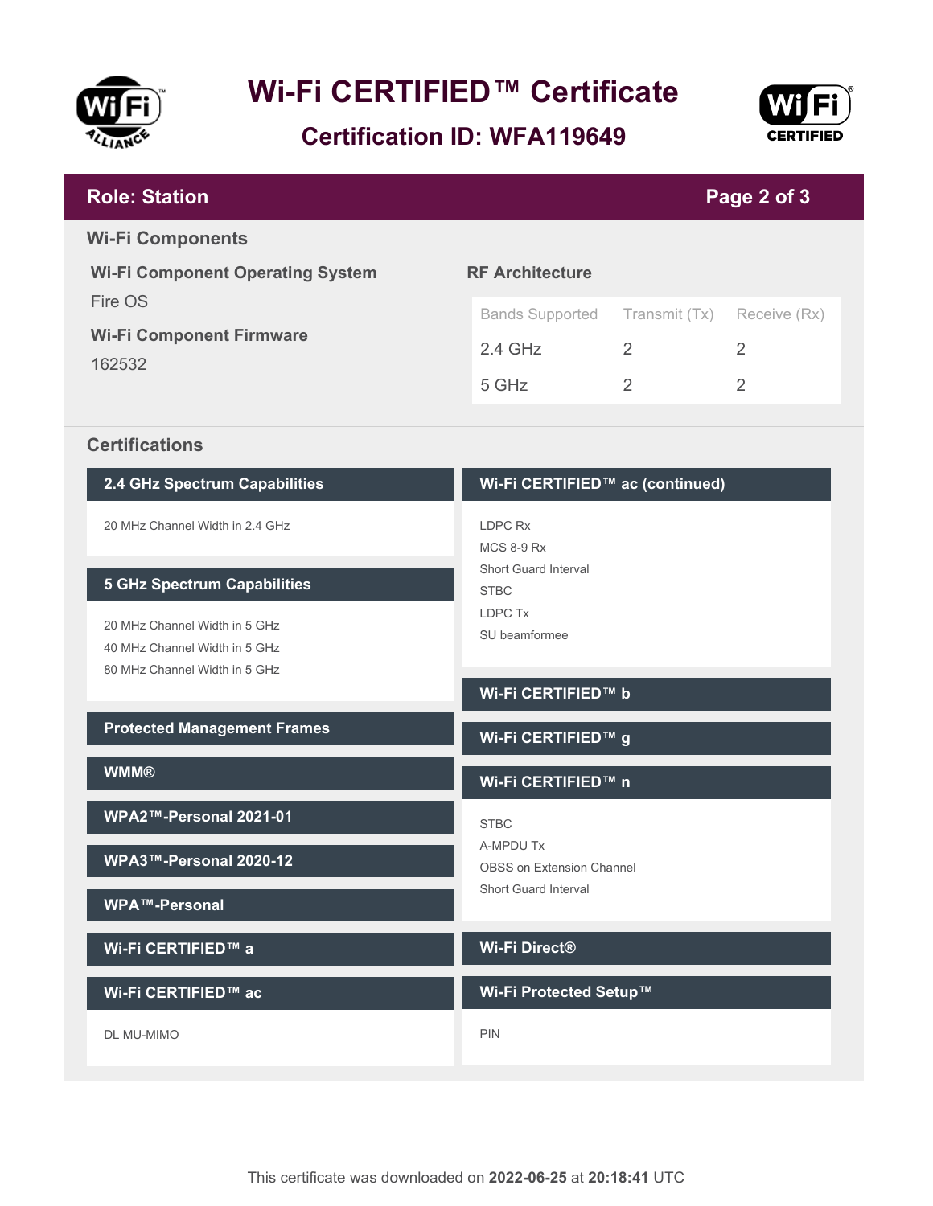# Wi-Fi CERTIFIED™ Certificate

## Certification ID: WFA119649

**Role: Station**

## Wi-Fi Components

### Wi-Fi Component Operating System

Fire OS

### Wi-Fi Component Firmware

162532

### RF Architecture

| Bands Supported | Transmit (Tx) | Receive (Rx) |
|---|---|---|
| 2.4 GHz | 2 | 2 |
| 5 GHz | 2 | 2 |

## Certifications

### 2.4 GHz Spectrum Capabilities

- 20 MHz Channel Width in 2.4 GHz

### 5 GHz Spectrum Capabilities

- 20 MHz Channel Width in 5 GHz
- 40 MHz Channel Width in 5 GHz
- 80 MHz Channel Width in 5 GHz

### Protected Management Frames

### WMM®

### WPA2™-Personal 2021-01

### WPA3™-Personal 2020-12

### WPA™-Personal

### Wi-Fi CERTIFIED™ a

### Wi-Fi CERTIFIED™ ac

- DL MU-MIMO

### Wi-Fi CERTIFIED™ ac (continued)

- LDPC Rx
- MCS 8-9 Rx
- Short Guard Interval
- STBC
- LDPC Tx
- SU beamformee

### Wi-Fi CERTIFIED™ b

### Wi-Fi CERTIFIED™ g

### Wi-Fi CERTIFIED™ n

- STBC
- A-MPDU Tx
- OBSS on Extension Channel
- Short Guard Interval

### Wi-Fi Direct®

### Wi-Fi Protected Setup™

- PIN

This certificate was downloaded on **2022-06-25** at **20:18:41** UTC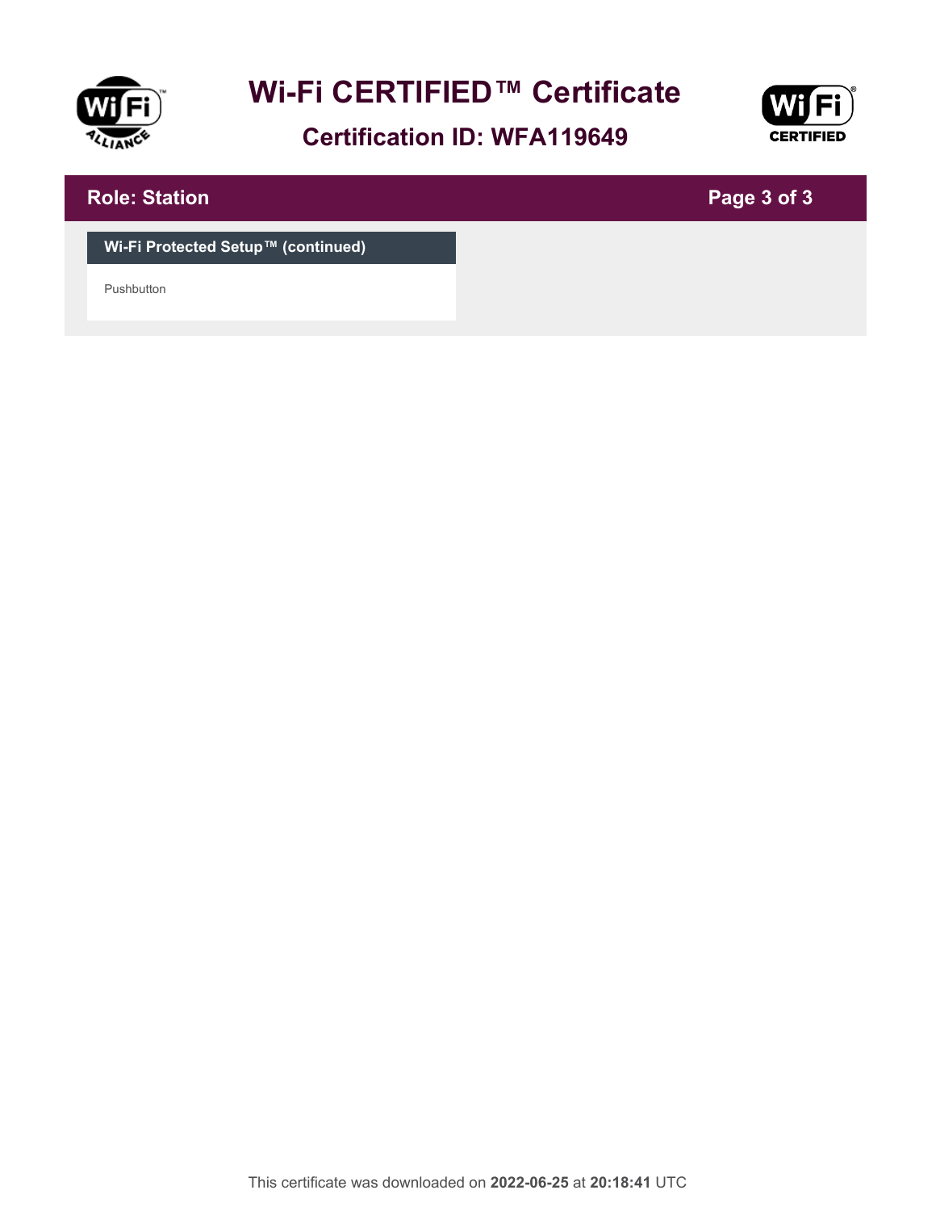# Wi-Fi CERTIFIED™ Certificate

## Certification ID: WFA119649

## Role: Station

### Wi-Fi Protected Setup™ (continued)

Pushbutton

This certificate was downloaded on **2022-06-25** at **20:18:41** UTC